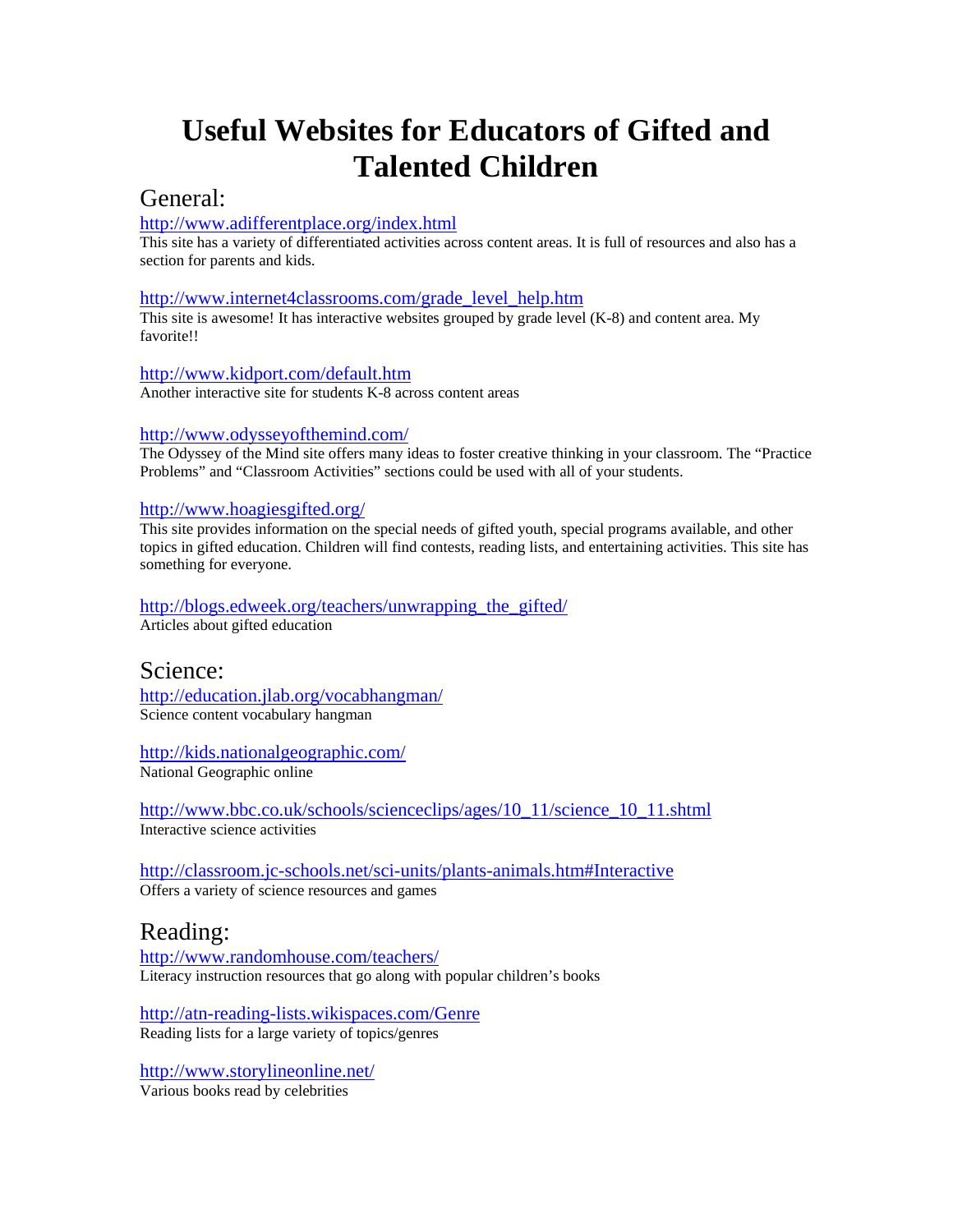# Useful Websites for Educators of Gifted and Talented Children

## General:

http://www.adifferentplace.org/index.html
This site has a variety of differentiated activities across content areas. It is full of resources and also has a section for parents and kids.

http://www.internet4classrooms.com/grade_level_help.htm
This site is awesome! It has interactive websites grouped by grade level (K-8) and content area. My favorite!!

http://www.kidport.com/default.htm
Another interactive site for students K-8 across content areas

http://www.odysseyofthemind.com/
The Odyssey of the Mind site offers many ideas to foster creative thinking in your classroom. The "Practice Problems" and "Classroom Activities" sections could be used with all of your students.

http://www.hoagiesgifted.org/
This site provides information on the special needs of gifted youth, special programs available, and other topics in gifted education. Children will find contests, reading lists, and entertaining activities. This site has something for everyone.

http://blogs.edweek.org/teachers/unwrapping_the_gifted/
Articles about gifted education

## Science:

http://education.jlab.org/vocabhangman/
Science content vocabulary hangman

http://kids.nationalgeographic.com/
National Geographic online

http://www.bbc.co.uk/schools/scienceclips/ages/10_11/science_10_11.shtml
Interactive science activities

http://classroom.jc-schools.net/sci-units/plants-animals.htm#Interactive
Offers a variety of science resources and games

## Reading:

http://www.randomhouse.com/teachers/
Literacy instruction resources that go along with popular children's books

http://atn-reading-lists.wikispaces.com/Genre
Reading lists for a large variety of topics/genres

http://www.storylineonline.net/
Various books read by celebrities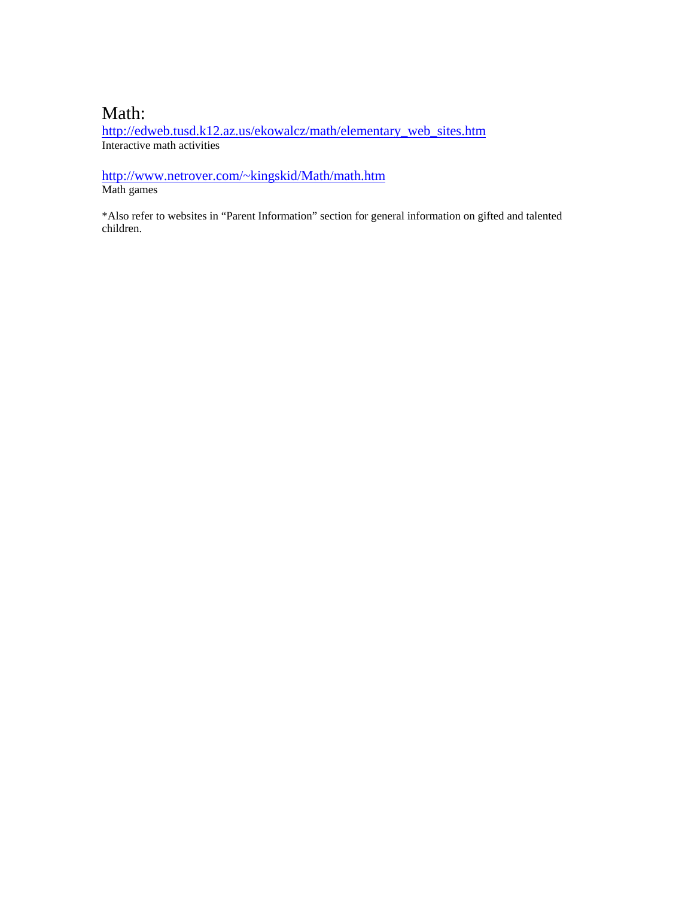# Math:

http://edweb.tusd.k12.az.us/ekowalcz/math/elementary_web_sites.htm
Interactive math activities

http://www.netrover.com/~kingskid/Math/math.htm
Math games

*Also refer to websites in "Parent Information" section for general information on gifted and talented children.